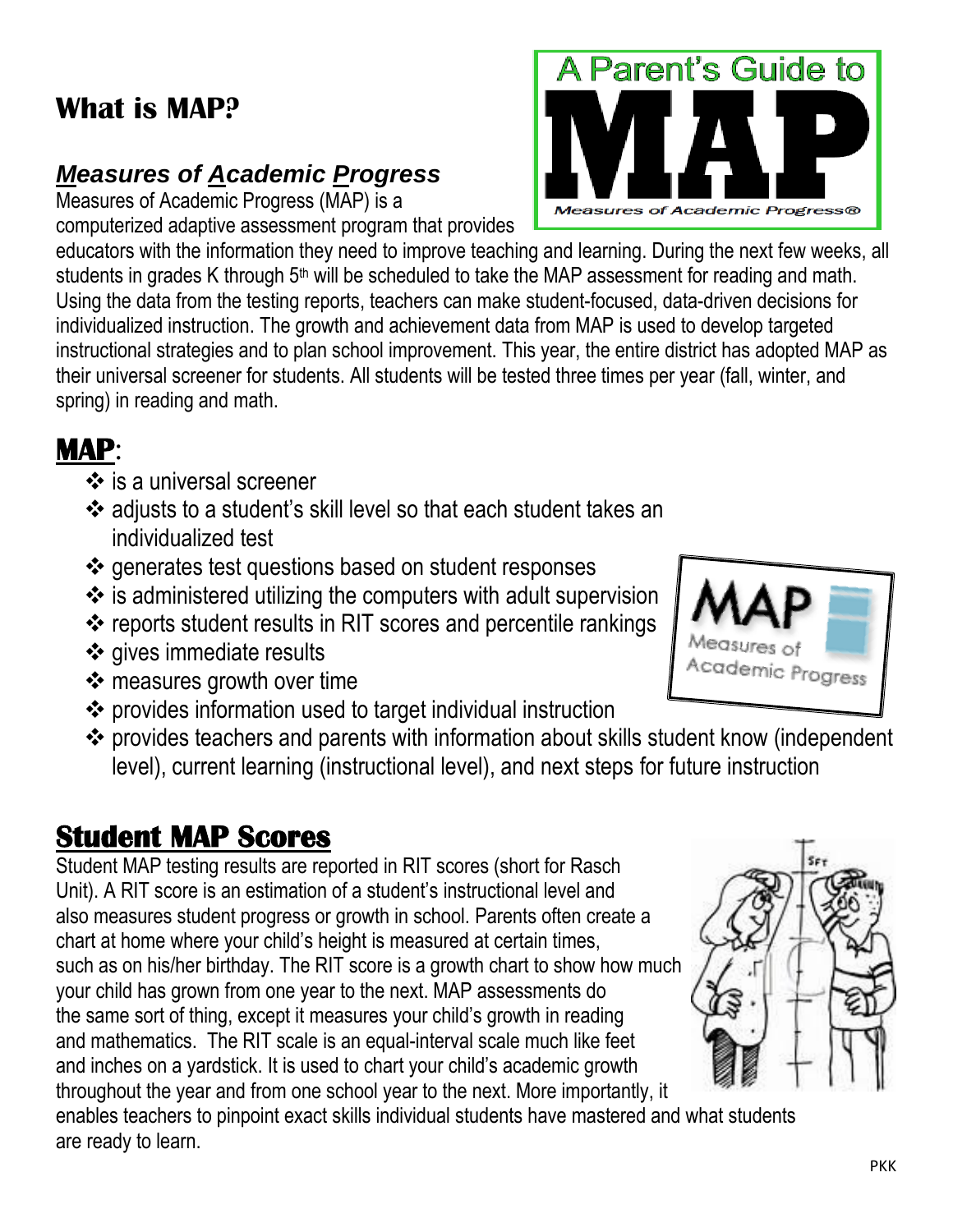# What is MAP?

## *Measures of Academic Progress*

Measures of Academic Progress (MAP) is a computerized adaptive assessment program that provides educators with the information they need to improve teaching and learning. During the next few weeks, all students in grades K through 5th will be scheduled to take the MAP assessment for reading and math. Using the data from the testing reports, teachers can make student-focused, data-driven decisions for individualized instruction. The growth and achievement data from MAP is used to develop targeted instructional strategies and to plan school improvement. This year, the entire district has adopted MAP as their universal screener for students. All students will be tested three times per year (fall, winter, and spring) in reading and math.

## MAP:

- is a universal screener
- adjusts to a student's skill level so that each student takes an individualized test
- generates test questions based on student responses
- is administered utilizing the computers with adult supervision
- reports student results in RIT scores and percentile rankings
- gives immediate results
- measures growth over time
- provides information used to target individual instruction
- provides teachers and parents with information about skills student know (independent level), current learning (instructional level), and next steps for future instruction

## Student MAP Scores

Student MAP testing results are reported in RIT scores (short for Rasch Unit). A RIT score is an estimation of a student's instructional level and also measures student progress or growth in school. Parents often create a chart at home where your child's height is measured at certain times, such as on his/her birthday. The RIT score is a growth chart to show how much your child has grown from one year to the next. MAP assessments do the same sort of thing, except it measures your child's growth in reading and mathematics. The RIT scale is an equal-interval scale much like feet and inches on a yardstick. It is used to chart your child's academic growth throughout the year and from one school year to the next. More importantly, it enables teachers to pinpoint exact skills individual students have mastered and what students are ready to learn.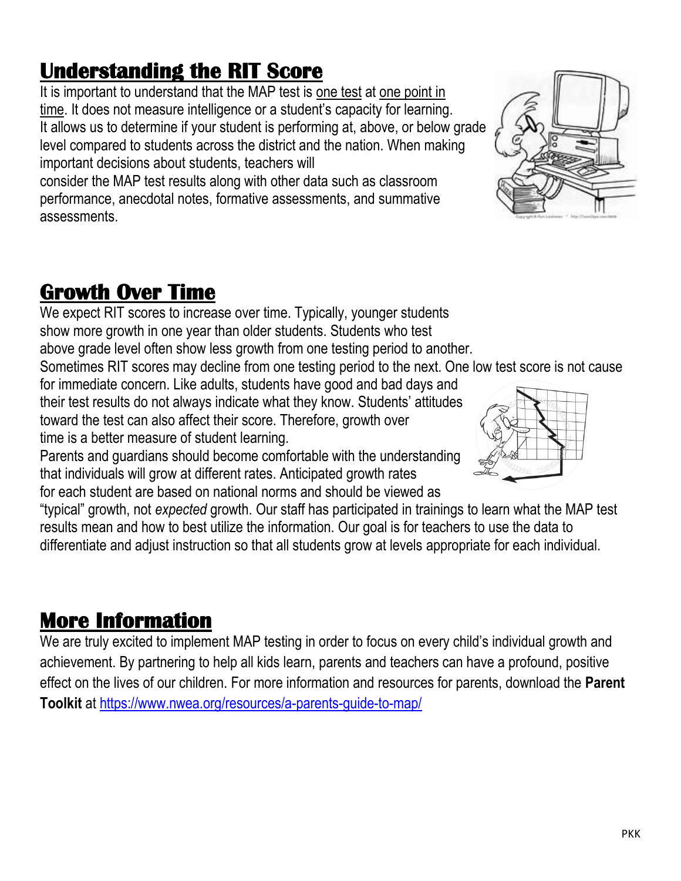## Understanding the RIT Score

It is important to understand that the MAP test is one test at one point in time. It does not measure intelligence or a student's capacity for learning. It allows us to determine if your student is performing at, above, or below grade level compared to students across the district and the nation. When making important decisions about students, teachers will consider the MAP test results along with other data such as classroom performance, anecdotal notes, formative assessments, and summative assessments.

## Growth Over Time

We expect RIT scores to increase over time. Typically, younger students show more growth in one year than older students. Students who test above grade level often show less growth from one testing period to another. Sometimes RIT scores may decline from one testing period to the next. One low test score is not cause for immediate concern. Like adults, students have good and bad days and their test results do not always indicate what they know. Students' attitudes toward the test can also affect their score. Therefore, growth over time is a better measure of student learning.

Parents and guardians should become comfortable with the understanding that individuals will grow at different rates. Anticipated growth rates for each student are based on national norms and should be viewed as "typical" growth, not *expected* growth. Our staff has participated in trainings to learn what the MAP test results mean and how to best utilize the information. Our goal is for teachers to use the data to differentiate and adjust instruction so that all students grow at levels appropriate for each individual.

## More Information

We are truly excited to implement MAP testing in order to focus on every child's individual growth and achievement. By partnering to help all kids learn, parents and teachers can have a profound, positive effect on the lives of our children. For more information and resources for parents, download the **Parent Toolkit** at https://www.nwea.org/resources/a-parents-guide-to-map/